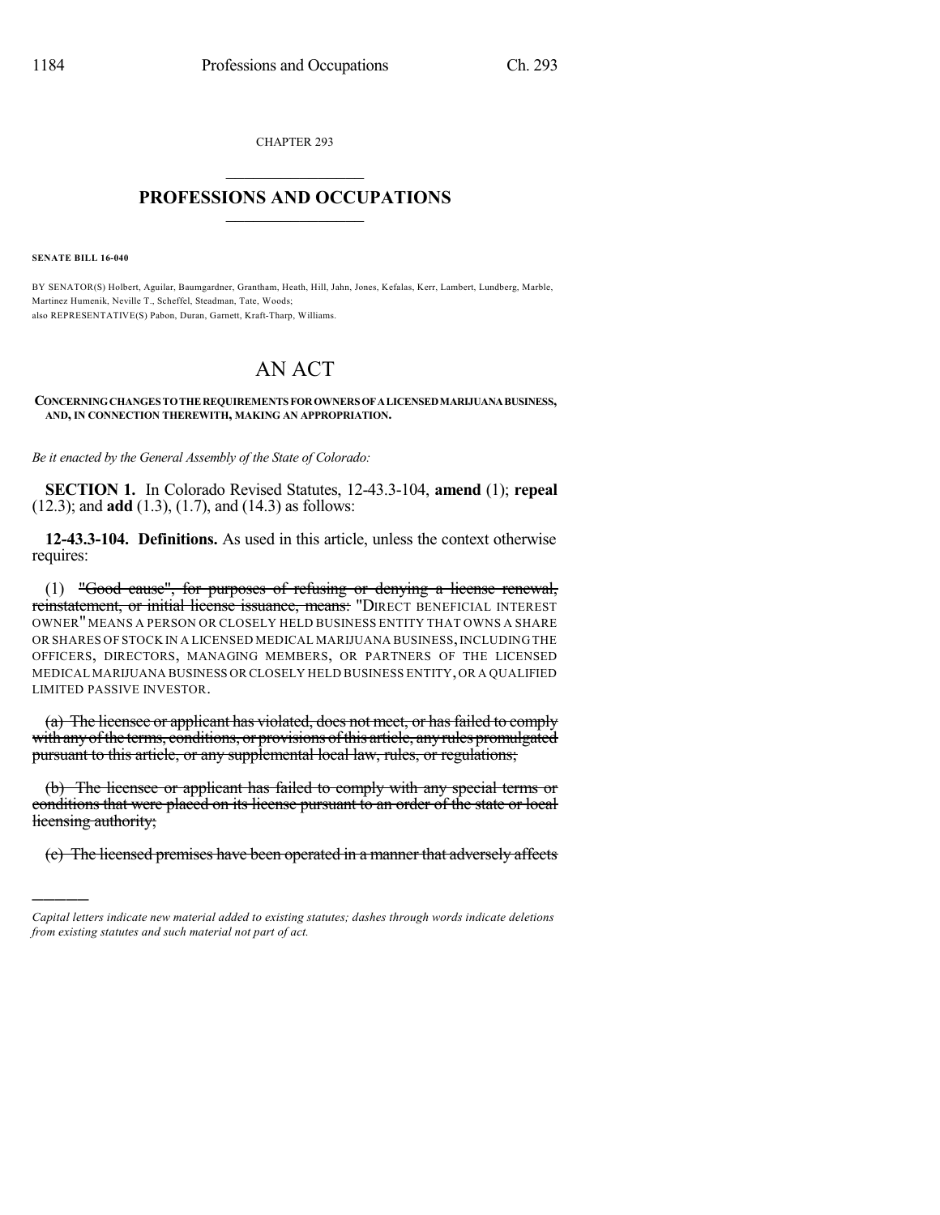CHAPTER 293

# PROFESSIONS AND OCCUPATIONS

**SENATE BILL 16-040**

BY SENATOR(S) Holbert, Aguilar, Baumgardner, Grantham, Heath, Hill, Jahn, Jones, Kefalas, Kerr, Lambert, Lundberg, Marble, Martinez Humenik, Neville T., Scheffel, Steadman, Tate, Woods;
also REPRESENTATIVE(S) Pabon, Duran, Garnett, Kraft-Tharp, Williams.

# AN ACT

**CONCERNING CHANGES TO THE REQUIREMENTS FOR OWNERS OF A LICENSED MARIJUANA BUSINESS, AND, IN CONNECTION THEREWITH, MAKING AN APPROPRIATION.**

*Be it enacted by the General Assembly of the State of Colorado:*

**SECTION 1.** In Colorado Revised Statutes, 12-43.3-104, **amend** (1); **repeal** (12.3); and **add** (1.3), (1.7), and (14.3) as follows:

**12-43.3-104. Definitions.** As used in this article, unless the context otherwise requires:

(1) ~~"Good cause", for purposes of refusing or denying a license renewal, reinstatement, or initial license issuance, means:~~ "DIRECT BENEFICIAL INTEREST OWNER" MEANS A PERSON OR CLOSELY HELD BUSINESS ENTITY THAT OWNS A SHARE OR SHARES OF STOCK IN A LICENSED MEDICAL MARIJUANA BUSINESS, INCLUDING THE OFFICERS, DIRECTORS, MANAGING MEMBERS, OR PARTNERS OF THE LICENSED MEDICAL MARIJUANA BUSINESS OR CLOSELY HELD BUSINESS ENTITY, OR A QUALIFIED LIMITED PASSIVE INVESTOR.

~~(a) The licensee or applicant has violated, does not meet, or has failed to comply with any of the terms, conditions, or provisions of this article, any rules promulgated pursuant to this article, or any supplemental local law, rules, or regulations;~~

~~(b) The licensee or applicant has failed to comply with any special terms or conditions that were placed on its license pursuant to an order of the state or local licensing authority;~~

~~(c) The licensed premises have been operated in a manner that adversely affects~~

*Capital letters indicate new material added to existing statutes; dashes through words indicate deletions from existing statutes and such material not part of act.*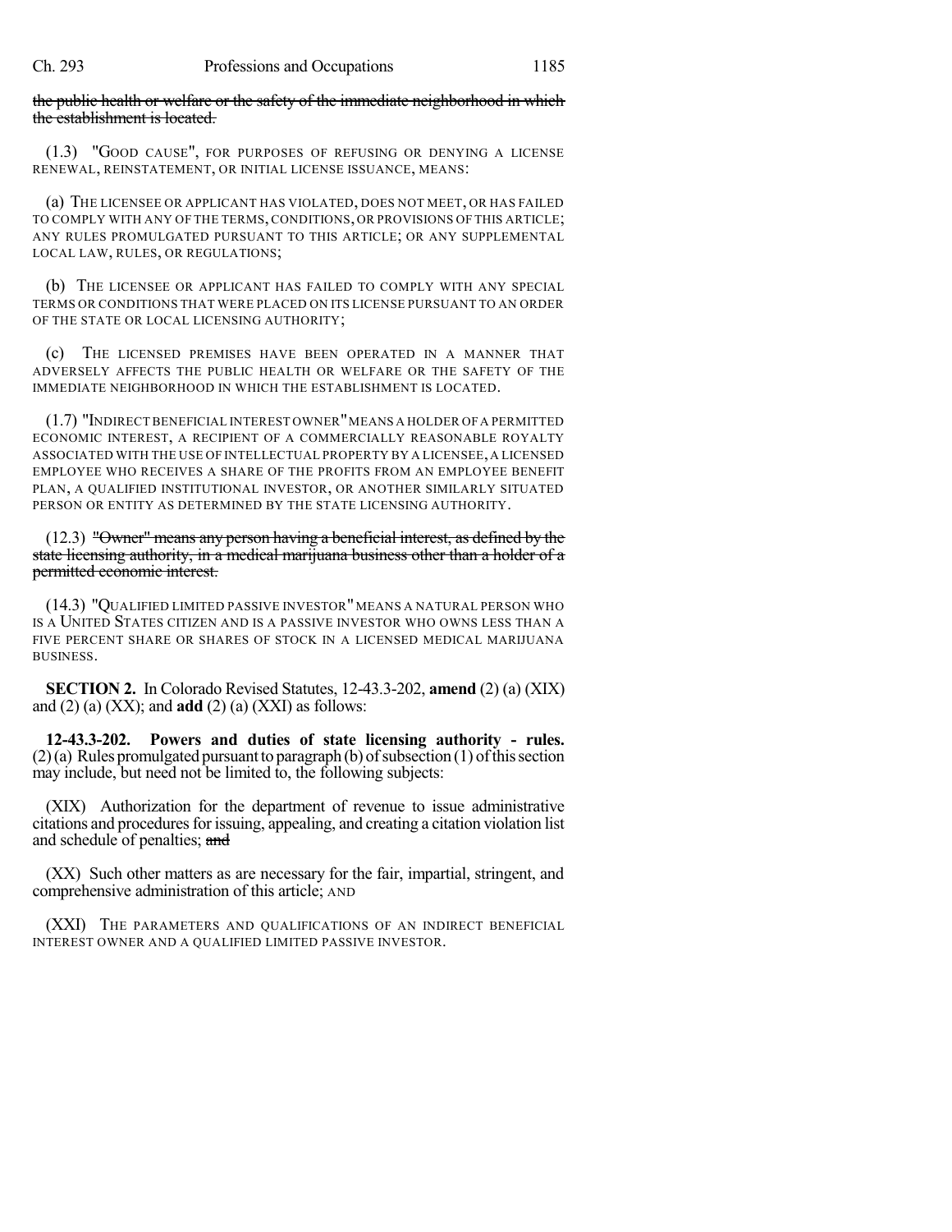~~the public health or welfare or the safety of the immediate neighborhood in which the establishment is located.~~

(1.3) "GOOD CAUSE", FOR PURPOSES OF REFUSING OR DENYING A LICENSE RENEWAL, REINSTATEMENT, OR INITIAL LICENSE ISSUANCE, MEANS:

(a) THE LICENSEE OR APPLICANT HAS VIOLATED, DOES NOT MEET, OR HAS FAILED TO COMPLY WITH ANY OF THE TERMS, CONDITIONS, OR PROVISIONS OF THIS ARTICLE; ANY RULES PROMULGATED PURSUANT TO THIS ARTICLE; OR ANY SUPPLEMENTAL LOCAL LAW, RULES, OR REGULATIONS;

(b) THE LICENSEE OR APPLICANT HAS FAILED TO COMPLY WITH ANY SPECIAL TERMS OR CONDITIONS THAT WERE PLACED ON ITS LICENSE PURSUANT TO AN ORDER OF THE STATE OR LOCAL LICENSING AUTHORITY;

(c) THE LICENSED PREMISES HAVE BEEN OPERATED IN A MANNER THAT ADVERSELY AFFECTS THE PUBLIC HEALTH OR WELFARE OR THE SAFETY OF THE IMMEDIATE NEIGHBORHOOD IN WHICH THE ESTABLISHMENT IS LOCATED.

(1.7) "INDIRECT BENEFICIAL INTEREST OWNER" MEANS A HOLDER OF A PERMITTED ECONOMIC INTEREST, A RECIPIENT OF A COMMERCIALLY REASONABLE ROYALTY ASSOCIATED WITH THE USE OF INTELLECTUAL PROPERTY BY A LICENSEE, A LICENSED EMPLOYEE WHO RECEIVES A SHARE OF THE PROFITS FROM AN EMPLOYEE BENEFIT PLAN, A QUALIFIED INSTITUTIONAL INVESTOR, OR ANOTHER SIMILARLY SITUATED PERSON OR ENTITY AS DETERMINED BY THE STATE LICENSING AUTHORITY.

(12.3) ~~"Owner" means any person having a beneficial interest, as defined by the state licensing authority, in a medical marijuana business other than a holder of a permitted economic interest.~~

(14.3) "QUALIFIED LIMITED PASSIVE INVESTOR" MEANS A NATURAL PERSON WHO IS A UNITED STATES CITIZEN AND IS A PASSIVE INVESTOR WHO OWNS LESS THAN A FIVE PERCENT SHARE OR SHARES OF STOCK IN A LICENSED MEDICAL MARIJUANA BUSINESS.

**SECTION 2.** In Colorado Revised Statutes, 12-43.3-202, **amend** (2) (a) (XIX) and (2) (a) (XX); and **add** (2) (a) (XXI) as follows:

**12-43.3-202. Powers and duties of state licensing authority - rules.** (2) (a) Rules promulgated pursuant to paragraph (b) of subsection (1) of this section may include, but need not be limited to, the following subjects:

(XIX) Authorization for the department of revenue to issue administrative citations and procedures for issuing, appealing, and creating a citation violation list and schedule of penalties; ~~and~~

(XX) Such other matters as are necessary for the fair, impartial, stringent, and comprehensive administration of this article; AND

(XXI) THE PARAMETERS AND QUALIFICATIONS OF AN INDIRECT BENEFICIAL INTEREST OWNER AND A QUALIFIED LIMITED PASSIVE INVESTOR.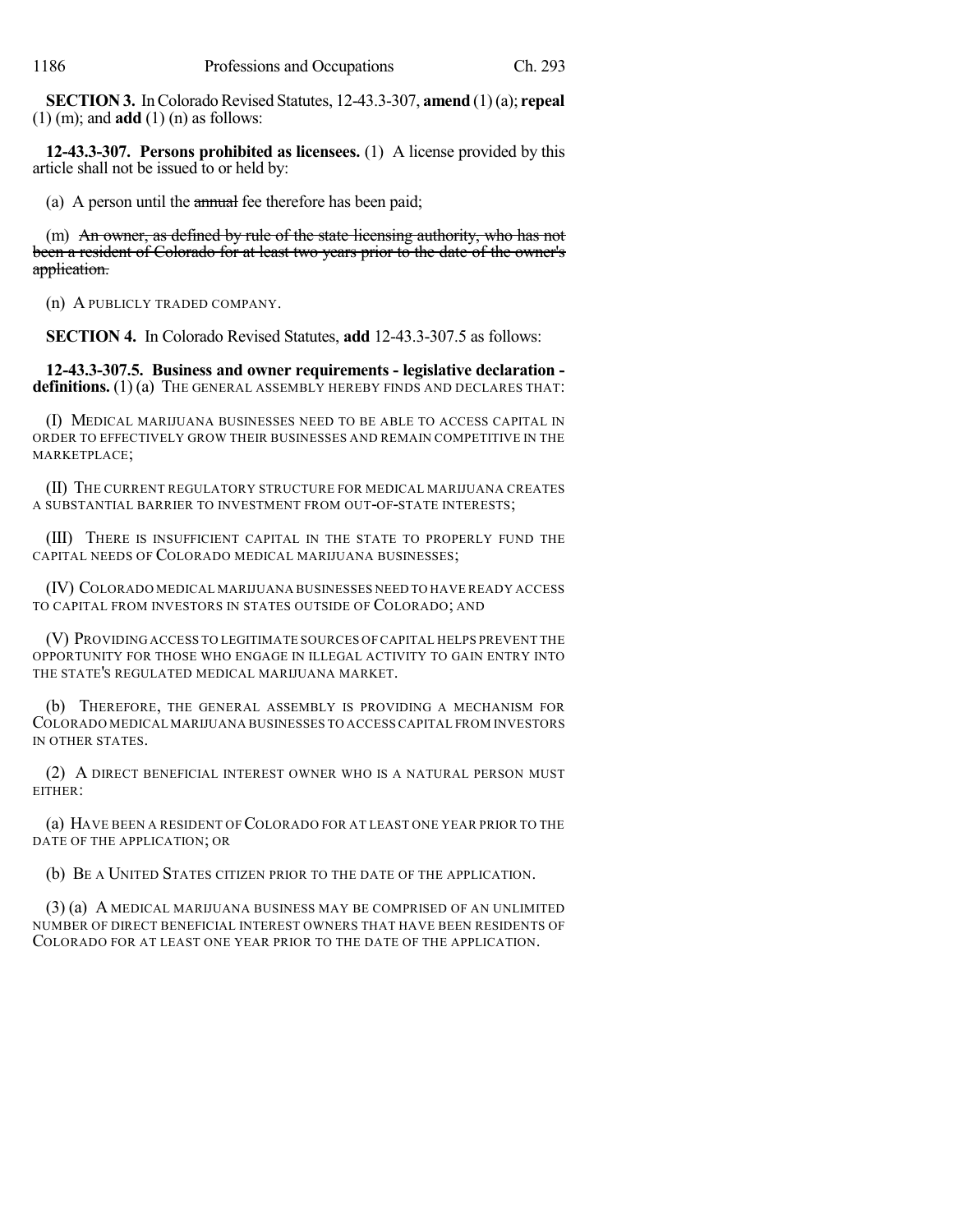**SECTION 3.** In Colorado Revised Statutes, 12-43.3-307, **amend** (1) (a); **repeal** (1) (m); and **add** (1) (n) as follows:

**12-43.3-307. Persons prohibited as licensees.** (1) A license provided by this article shall not be issued to or held by:

(a) A person until the ~~annual~~ fee therefore has been paid;

(m) ~~An owner, as defined by rule of the state licensing authority, who has not been a resident of Colorado for at least two years prior to the date of the owner's application.~~

(n) A PUBLICLY TRADED COMPANY.

**SECTION 4.** In Colorado Revised Statutes, **add** 12-43.3-307.5 as follows:

**12-43.3-307.5. Business and owner requirements - legislative declaration - definitions.** (1) (a) THE GENERAL ASSEMBLY HEREBY FINDS AND DECLARES THAT:

(I) MEDICAL MARIJUANA BUSINESSES NEED TO BE ABLE TO ACCESS CAPITAL IN ORDER TO EFFECTIVELY GROW THEIR BUSINESSES AND REMAIN COMPETITIVE IN THE MARKETPLACE;

(II) THE CURRENT REGULATORY STRUCTURE FOR MEDICAL MARIJUANA CREATES A SUBSTANTIAL BARRIER TO INVESTMENT FROM OUT-OF-STATE INTERESTS;

(III) THERE IS INSUFFICIENT CAPITAL IN THE STATE TO PROPERLY FUND THE CAPITAL NEEDS OF COLORADO MEDICAL MARIJUANA BUSINESSES;

(IV) COLORADO MEDICAL MARIJUANA BUSINESSES NEED TO HAVE READY ACCESS TO CAPITAL FROM INVESTORS IN STATES OUTSIDE OF COLORADO; AND

(V) PROVIDING ACCESS TO LEGITIMATE SOURCES OF CAPITAL HELPS PREVENT THE OPPORTUNITY FOR THOSE WHO ENGAGE IN ILLEGAL ACTIVITY TO GAIN ENTRY INTO THE STATE'S REGULATED MEDICAL MARIJUANA MARKET.

(b) THEREFORE, THE GENERAL ASSEMBLY IS PROVIDING A MECHANISM FOR COLORADO MEDICAL MARIJUANA BUSINESSES TO ACCESS CAPITAL FROM INVESTORS IN OTHER STATES.

(2) A DIRECT BENEFICIAL INTEREST OWNER WHO IS A NATURAL PERSON MUST EITHER:

(a) HAVE BEEN A RESIDENT OF COLORADO FOR AT LEAST ONE YEAR PRIOR TO THE DATE OF THE APPLICATION; OR

(b) BE A UNITED STATES CITIZEN PRIOR TO THE DATE OF THE APPLICATION.

(3) (a) A MEDICAL MARIJUANA BUSINESS MAY BE COMPRISED OF AN UNLIMITED NUMBER OF DIRECT BENEFICIAL INTEREST OWNERS THAT HAVE BEEN RESIDENTS OF COLORADO FOR AT LEAST ONE YEAR PRIOR TO THE DATE OF THE APPLICATION.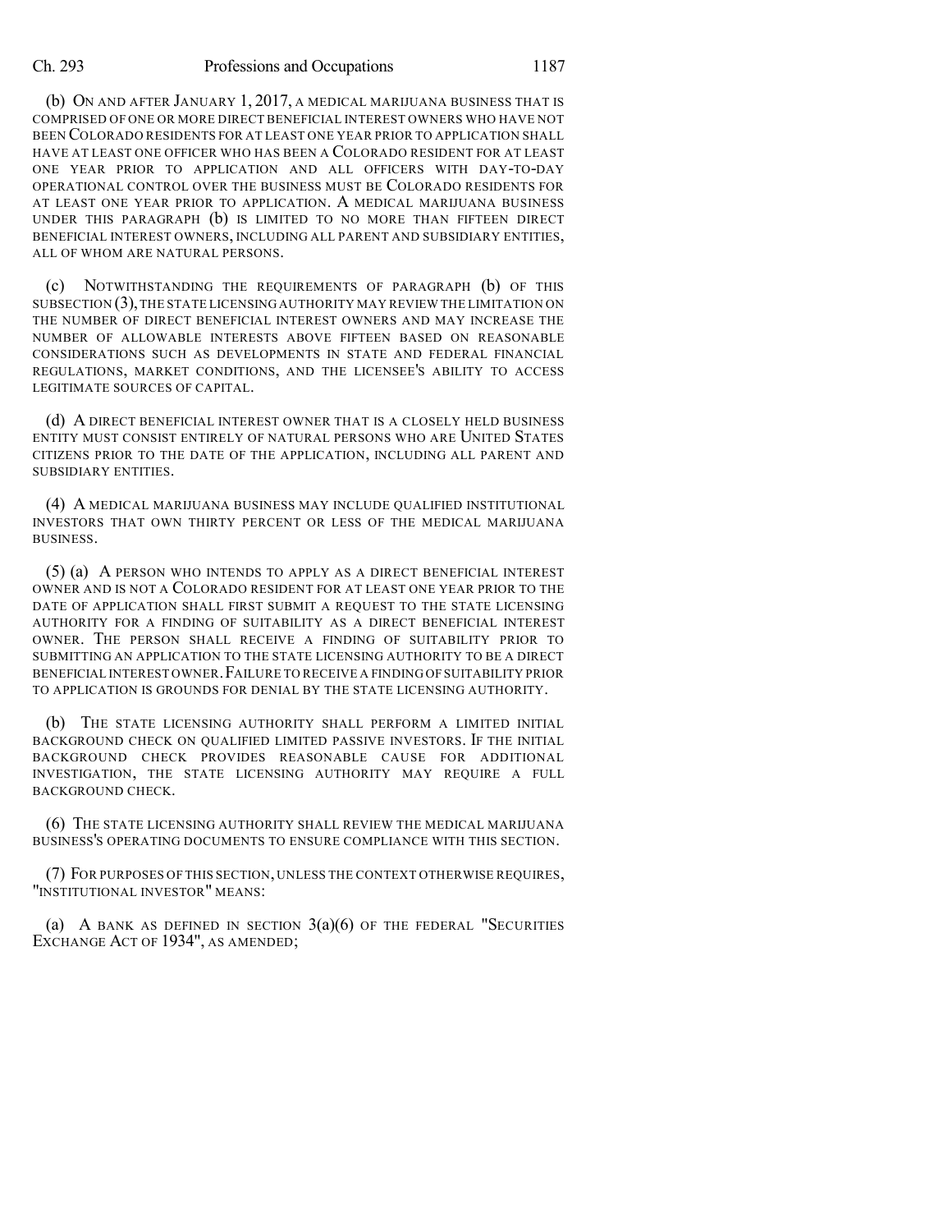(b) ON AND AFTER JANUARY 1, 2017, A MEDICAL MARIJUANA BUSINESS THAT IS COMPRISED OF ONE OR MORE DIRECT BENEFICIAL INTEREST OWNERS WHO HAVE NOT BEEN COLORADO RESIDENTS FOR AT LEAST ONE YEAR PRIOR TO APPLICATION SHALL HAVE AT LEAST ONE OFFICER WHO HAS BEEN A COLORADO RESIDENT FOR AT LEAST ONE YEAR PRIOR TO APPLICATION AND ALL OFFICERS WITH DAY-TO-DAY OPERATIONAL CONTROL OVER THE BUSINESS MUST BE COLORADO RESIDENTS FOR AT LEAST ONE YEAR PRIOR TO APPLICATION. A MEDICAL MARIJUANA BUSINESS UNDER THIS PARAGRAPH (b) IS LIMITED TO NO MORE THAN FIFTEEN DIRECT BENEFICIAL INTEREST OWNERS, INCLUDING ALL PARENT AND SUBSIDIARY ENTITIES, ALL OF WHOM ARE NATURAL PERSONS.

(c) NOTWITHSTANDING THE REQUIREMENTS OF PARAGRAPH (b) OF THIS SUBSECTION (3), THE STATE LICENSING AUTHORITY MAY REVIEW THE LIMITATION ON THE NUMBER OF DIRECT BENEFICIAL INTEREST OWNERS AND MAY INCREASE THE NUMBER OF ALLOWABLE INTERESTS ABOVE FIFTEEN BASED ON REASONABLE CONSIDERATIONS SUCH AS DEVELOPMENTS IN STATE AND FEDERAL FINANCIAL REGULATIONS, MARKET CONDITIONS, AND THE LICENSEE'S ABILITY TO ACCESS LEGITIMATE SOURCES OF CAPITAL.

(d) A DIRECT BENEFICIAL INTEREST OWNER THAT IS A CLOSELY HELD BUSINESS ENTITY MUST CONSIST ENTIRELY OF NATURAL PERSONS WHO ARE UNITED STATES CITIZENS PRIOR TO THE DATE OF THE APPLICATION, INCLUDING ALL PARENT AND SUBSIDIARY ENTITIES.

(4) A MEDICAL MARIJUANA BUSINESS MAY INCLUDE QUALIFIED INSTITUTIONAL INVESTORS THAT OWN THIRTY PERCENT OR LESS OF THE MEDICAL MARIJUANA BUSINESS.

(5) (a) A PERSON WHO INTENDS TO APPLY AS A DIRECT BENEFICIAL INTEREST OWNER AND IS NOT A COLORADO RESIDENT FOR AT LEAST ONE YEAR PRIOR TO THE DATE OF APPLICATION SHALL FIRST SUBMIT A REQUEST TO THE STATE LICENSING AUTHORITY FOR A FINDING OF SUITABILITY AS A DIRECT BENEFICIAL INTEREST OWNER. THE PERSON SHALL RECEIVE A FINDING OF SUITABILITY PRIOR TO SUBMITTING AN APPLICATION TO THE STATE LICENSING AUTHORITY TO BE A DIRECT BENEFICIAL INTEREST OWNER. FAILURE TO RECEIVE A FINDING OF SUITABILITY PRIOR TO APPLICATION IS GROUNDS FOR DENIAL BY THE STATE LICENSING AUTHORITY.

(b) THE STATE LICENSING AUTHORITY SHALL PERFORM A LIMITED INITIAL BACKGROUND CHECK ON QUALIFIED LIMITED PASSIVE INVESTORS. IF THE INITIAL BACKGROUND CHECK PROVIDES REASONABLE CAUSE FOR ADDITIONAL INVESTIGATION, THE STATE LICENSING AUTHORITY MAY REQUIRE A FULL BACKGROUND CHECK.

(6) THE STATE LICENSING AUTHORITY SHALL REVIEW THE MEDICAL MARIJUANA BUSINESS'S OPERATING DOCUMENTS TO ENSURE COMPLIANCE WITH THIS SECTION.

(7) FOR PURPOSES OF THIS SECTION, UNLESS THE CONTEXT OTHERWISE REQUIRES, "INSTITUTIONAL INVESTOR" MEANS:

(a) A BANK AS DEFINED IN SECTION 3(a)(6) OF THE FEDERAL "SECURITIES EXCHANGE ACT OF 1934", AS AMENDED;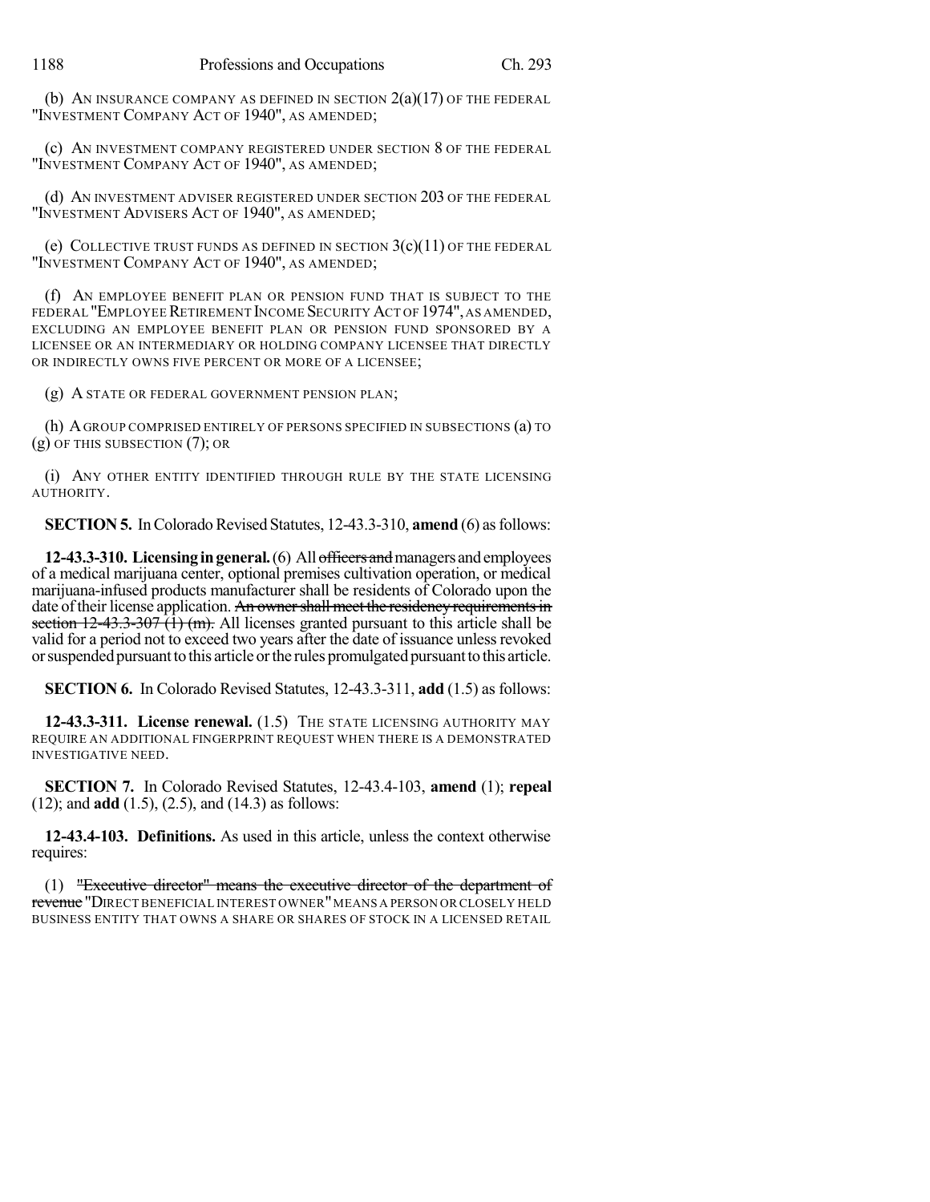(b) AN INSURANCE COMPANY AS DEFINED IN SECTION 2(a)(17) OF THE FEDERAL "INVESTMENT COMPANY ACT OF 1940", AS AMENDED;

(c) AN INVESTMENT COMPANY REGISTERED UNDER SECTION 8 OF THE FEDERAL "INVESTMENT COMPANY ACT OF 1940", AS AMENDED;

(d) AN INVESTMENT ADVISER REGISTERED UNDER SECTION 203 OF THE FEDERAL "INVESTMENT ADVISERS ACT OF 1940", AS AMENDED;

(e) COLLECTIVE TRUST FUNDS AS DEFINED IN SECTION 3(c)(11) OF THE FEDERAL "INVESTMENT COMPANY ACT OF 1940", AS AMENDED;

(f) AN EMPLOYEE BENEFIT PLAN OR PENSION FUND THAT IS SUBJECT TO THE FEDERAL "EMPLOYEE RETIREMENT INCOME SECURITY ACT OF 1974", AS AMENDED, EXCLUDING AN EMPLOYEE BENEFIT PLAN OR PENSION FUND SPONSORED BY A LICENSEE OR AN INTERMEDIARY OR HOLDING COMPANY LICENSEE THAT DIRECTLY OR INDIRECTLY OWNS FIVE PERCENT OR MORE OF A LICENSEE;

(g) A STATE OR FEDERAL GOVERNMENT PENSION PLAN;

(h) A GROUP COMPRISED ENTIRELY OF PERSONS SPECIFIED IN SUBSECTIONS (a) TO (g) OF THIS SUBSECTION (7); OR

(i) ANY OTHER ENTITY IDENTIFIED THROUGH RULE BY THE STATE LICENSING AUTHORITY.

**SECTION 5.** In Colorado Revised Statutes, 12-43.3-310, **amend** (6) as follows:

**12-43.3-310. Licensing in general.** (6) All ~~officers and~~ managers and employees of a medical marijuana center, optional premises cultivation operation, or medical marijuana-infused products manufacturer shall be residents of Colorado upon the date of their license application. ~~An owner shall meet the residency requirements in section 12-43.3-307 (1) (m).~~ All licenses granted pursuant to this article shall be valid for a period not to exceed two years after the date of issuance unless revoked or suspended pursuant to this article or the rules promulgated pursuant to this article.

**SECTION 6.** In Colorado Revised Statutes, 12-43.3-311, **add** (1.5) as follows:

**12-43.3-311. License renewal.** (1.5) THE STATE LICENSING AUTHORITY MAY REQUIRE AN ADDITIONAL FINGERPRINT REQUEST WHEN THERE IS A DEMONSTRATED INVESTIGATIVE NEED.

**SECTION 7.** In Colorado Revised Statutes, 12-43.4-103, **amend** (1); **repeal** (12); and **add** (1.5), (2.5), and (14.3) as follows:

**12-43.4-103. Definitions.** As used in this article, unless the context otherwise requires:

(1) ~~"Executive director" means the executive director of the department of revenue~~ "DIRECT BENEFICIAL INTEREST OWNER" MEANS A PERSON OR CLOSELY HELD BUSINESS ENTITY THAT OWNS A SHARE OR SHARES OF STOCK IN A LICENSED RETAIL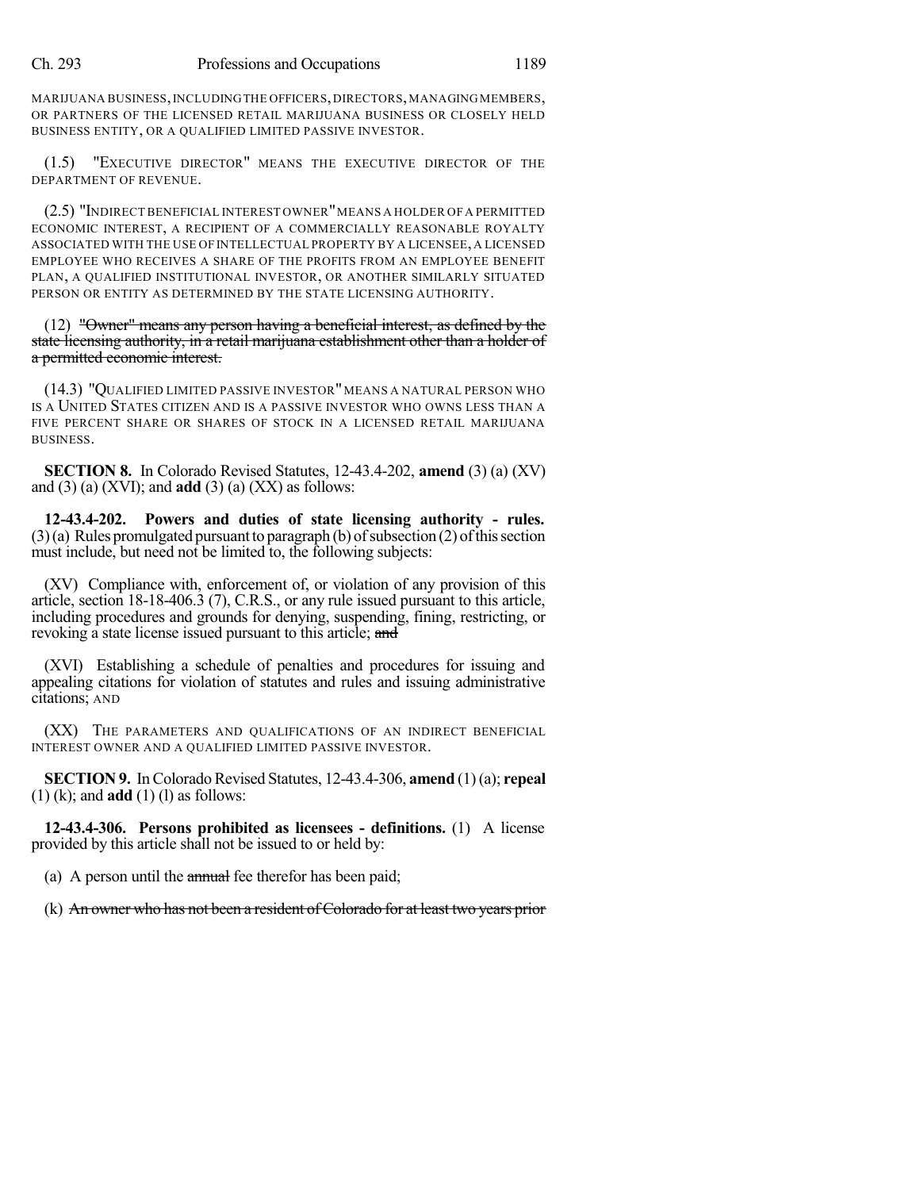MARIJUANA BUSINESS, INCLUDING THE OFFICERS, DIRECTORS, MANAGING MEMBERS, OR PARTNERS OF THE LICENSED RETAIL MARIJUANA BUSINESS OR CLOSELY HELD BUSINESS ENTITY, OR A QUALIFIED LIMITED PASSIVE INVESTOR.

(1.5) "EXECUTIVE DIRECTOR" MEANS THE EXECUTIVE DIRECTOR OF THE DEPARTMENT OF REVENUE.

(2.5) "INDIRECT BENEFICIAL INTEREST OWNER" MEANS A HOLDER OF A PERMITTED ECONOMIC INTEREST, A RECIPIENT OF A COMMERCIALLY REASONABLE ROYALTY ASSOCIATED WITH THE USE OF INTELLECTUAL PROPERTY BY A LICENSEE, A LICENSED EMPLOYEE WHO RECEIVES A SHARE OF THE PROFITS FROM AN EMPLOYEE BENEFIT PLAN, A QUALIFIED INSTITUTIONAL INVESTOR, OR ANOTHER SIMILARLY SITUATED PERSON OR ENTITY AS DETERMINED BY THE STATE LICENSING AUTHORITY.

(12) ~~"Owner" means any person having a beneficial interest, as defined by the state licensing authority, in a retail marijuana establishment other than a holder of a permitted economic interest.~~

(14.3) "QUALIFIED LIMITED PASSIVE INVESTOR" MEANS A NATURAL PERSON WHO IS A UNITED STATES CITIZEN AND IS A PASSIVE INVESTOR WHO OWNS LESS THAN A FIVE PERCENT SHARE OR SHARES OF STOCK IN A LICENSED RETAIL MARIJUANA BUSINESS.

**SECTION 8.** In Colorado Revised Statutes, 12-43.4-202, **amend** (3) (a) (XV) and (3) (a) (XVI); and **add** (3) (a) (XX) as follows:

**12-43.4-202. Powers and duties of state licensing authority - rules.** (3) (a) Rules promulgated pursuant to paragraph (b) of subsection (2) of this section must include, but need not be limited to, the following subjects:

(XV) Compliance with, enforcement of, or violation of any provision of this article, section 18-18-406.3 (7), C.R.S., or any rule issued pursuant to this article, including procedures and grounds for denying, suspending, fining, restricting, or revoking a state license issued pursuant to this article; ~~and~~

(XVI) Establishing a schedule of penalties and procedures for issuing and appealing citations for violation of statutes and rules and issuing administrative citations; AND

(XX) THE PARAMETERS AND QUALIFICATIONS OF AN INDIRECT BENEFICIAL INTEREST OWNER AND A QUALIFIED LIMITED PASSIVE INVESTOR.

**SECTION 9.** In Colorado Revised Statutes, 12-43.4-306, **amend** (1) (a); **repeal** (1) (k); and **add** (1) (l) as follows:

**12-43.4-306. Persons prohibited as licensees - definitions.** (1) A license provided by this article shall not be issued to or held by:

(a) A person until the ~~annual~~ fee therefor has been paid;

(k) ~~An owner who has not been a resident of Colorado for at least two years prior~~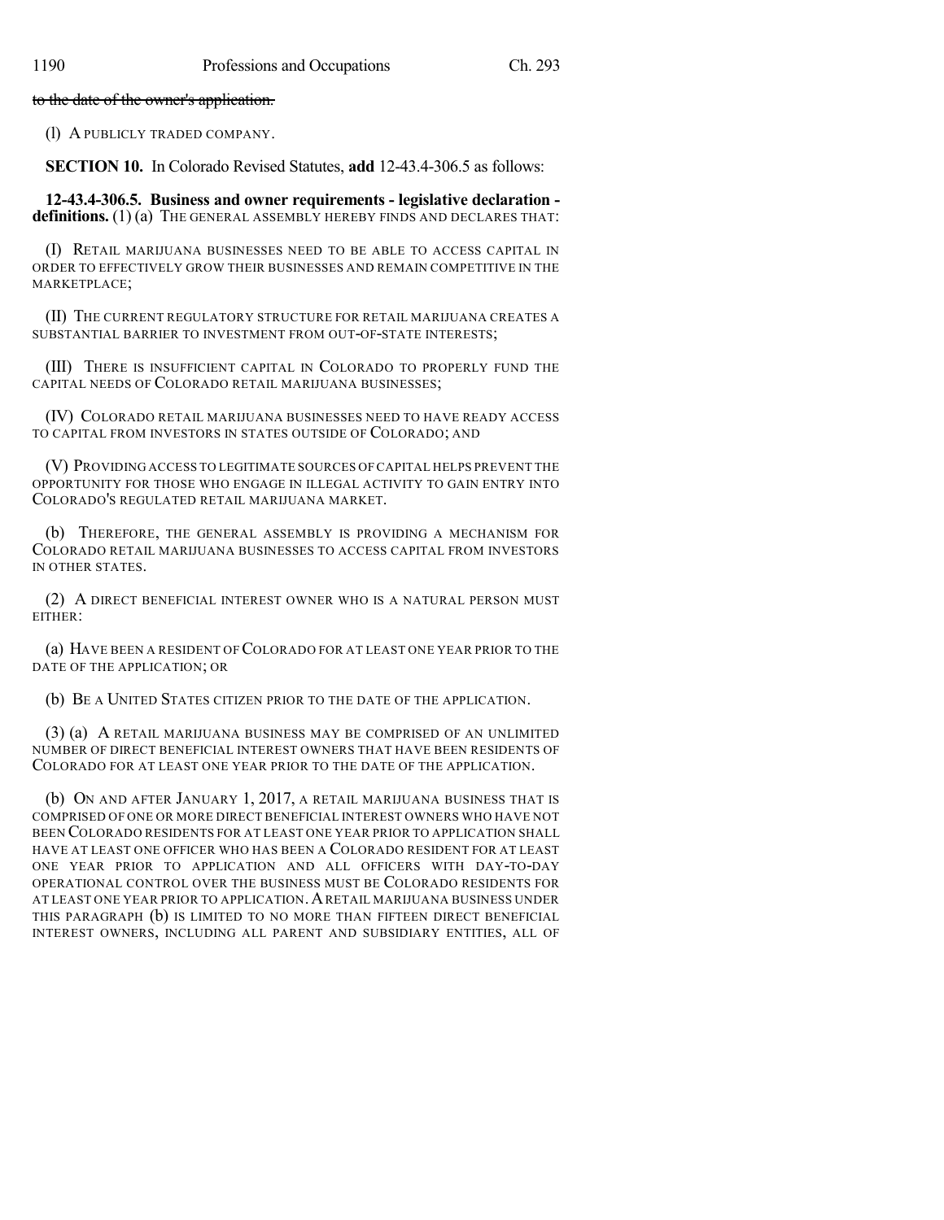~~to the date of the owner's application.~~

(l) A PUBLICLY TRADED COMPANY.

**SECTION 10.** In Colorado Revised Statutes, **add** 12-43.4-306.5 as follows:

**12-43.4-306.5. Business and owner requirements - legislative declaration - definitions.** (1) (a) THE GENERAL ASSEMBLY HEREBY FINDS AND DECLARES THAT:

(I) RETAIL MARIJUANA BUSINESSES NEED TO BE ABLE TO ACCESS CAPITAL IN ORDER TO EFFECTIVELY GROW THEIR BUSINESSES AND REMAIN COMPETITIVE IN THE MARKETPLACE;

(II) THE CURRENT REGULATORY STRUCTURE FOR RETAIL MARIJUANA CREATES A SUBSTANTIAL BARRIER TO INVESTMENT FROM OUT-OF-STATE INTERESTS;

(III) THERE IS INSUFFICIENT CAPITAL IN COLORADO TO PROPERLY FUND THE CAPITAL NEEDS OF COLORADO RETAIL MARIJUANA BUSINESSES;

(IV) COLORADO RETAIL MARIJUANA BUSINESSES NEED TO HAVE READY ACCESS TO CAPITAL FROM INVESTORS IN STATES OUTSIDE OF COLORADO; AND

(V) PROVIDING ACCESS TO LEGITIMATE SOURCES OF CAPITAL HELPS PREVENT THE OPPORTUNITY FOR THOSE WHO ENGAGE IN ILLEGAL ACTIVITY TO GAIN ENTRY INTO COLORADO'S REGULATED RETAIL MARIJUANA MARKET.

(b) THEREFORE, THE GENERAL ASSEMBLY IS PROVIDING A MECHANISM FOR COLORADO RETAIL MARIJUANA BUSINESSES TO ACCESS CAPITAL FROM INVESTORS IN OTHER STATES.

(2) A DIRECT BENEFICIAL INTEREST OWNER WHO IS A NATURAL PERSON MUST EITHER:

(a) HAVE BEEN A RESIDENT OF COLORADO FOR AT LEAST ONE YEAR PRIOR TO THE DATE OF THE APPLICATION; OR

(b) BE A UNITED STATES CITIZEN PRIOR TO THE DATE OF THE APPLICATION.

(3) (a) A RETAIL MARIJUANA BUSINESS MAY BE COMPRISED OF AN UNLIMITED NUMBER OF DIRECT BENEFICIAL INTEREST OWNERS THAT HAVE BEEN RESIDENTS OF COLORADO FOR AT LEAST ONE YEAR PRIOR TO THE DATE OF THE APPLICATION.

(b) ON AND AFTER JANUARY 1, 2017, A RETAIL MARIJUANA BUSINESS THAT IS COMPRISED OF ONE OR MORE DIRECT BENEFICIAL INTEREST OWNERS WHO HAVE NOT BEEN COLORADO RESIDENTS FOR AT LEAST ONE YEAR PRIOR TO APPLICATION SHALL HAVE AT LEAST ONE OFFICER WHO HAS BEEN A COLORADO RESIDENT FOR AT LEAST ONE YEAR PRIOR TO APPLICATION AND ALL OFFICERS WITH DAY-TO-DAY OPERATIONAL CONTROL OVER THE BUSINESS MUST BE COLORADO RESIDENTS FOR AT LEAST ONE YEAR PRIOR TO APPLICATION. A RETAIL MARIJUANA BUSINESS UNDER THIS PARAGRAPH (b) IS LIMITED TO NO MORE THAN FIFTEEN DIRECT BENEFICIAL INTEREST OWNERS, INCLUDING ALL PARENT AND SUBSIDIARY ENTITIES, ALL OF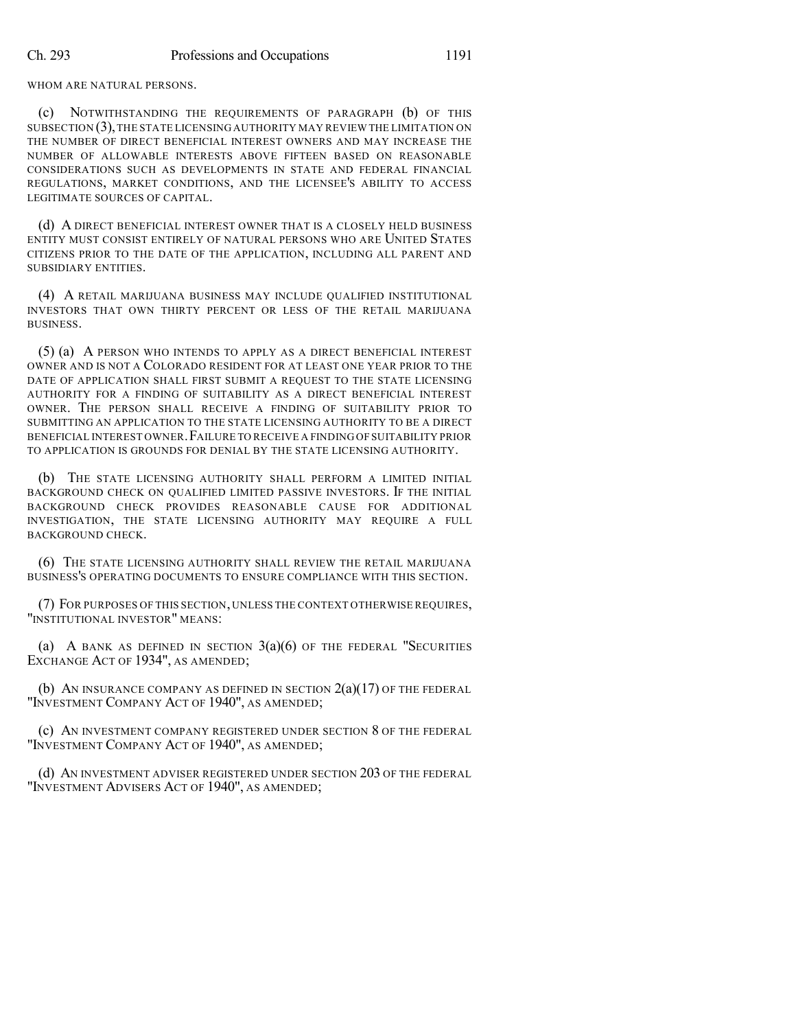WHOM ARE NATURAL PERSONS.

(c) NOTWITHSTANDING THE REQUIREMENTS OF PARAGRAPH (b) OF THIS SUBSECTION (3), THE STATE LICENSING AUTHORITY MAY REVIEW THE LIMITATION ON THE NUMBER OF DIRECT BENEFICIAL INTEREST OWNERS AND MAY INCREASE THE NUMBER OF ALLOWABLE INTERESTS ABOVE FIFTEEN BASED ON REASONABLE CONSIDERATIONS SUCH AS DEVELOPMENTS IN STATE AND FEDERAL FINANCIAL REGULATIONS, MARKET CONDITIONS, AND THE LICENSEE'S ABILITY TO ACCESS LEGITIMATE SOURCES OF CAPITAL.

(d) A DIRECT BENEFICIAL INTEREST OWNER THAT IS A CLOSELY HELD BUSINESS ENTITY MUST CONSIST ENTIRELY OF NATURAL PERSONS WHO ARE UNITED STATES CITIZENS PRIOR TO THE DATE OF THE APPLICATION, INCLUDING ALL PARENT AND SUBSIDIARY ENTITIES.

(4) A RETAIL MARIJUANA BUSINESS MAY INCLUDE QUALIFIED INSTITUTIONAL INVESTORS THAT OWN THIRTY PERCENT OR LESS OF THE RETAIL MARIJUANA BUSINESS.

(5) (a) A PERSON WHO INTENDS TO APPLY AS A DIRECT BENEFICIAL INTEREST OWNER AND IS NOT A COLORADO RESIDENT FOR AT LEAST ONE YEAR PRIOR TO THE DATE OF APPLICATION SHALL FIRST SUBMIT A REQUEST TO THE STATE LICENSING AUTHORITY FOR A FINDING OF SUITABILITY AS A DIRECT BENEFICIAL INTEREST OWNER. THE PERSON SHALL RECEIVE A FINDING OF SUITABILITY PRIOR TO SUBMITTING AN APPLICATION TO THE STATE LICENSING AUTHORITY TO BE A DIRECT BENEFICIAL INTEREST OWNER. FAILURE TO RECEIVE A FINDING OF SUITABILITY PRIOR TO APPLICATION IS GROUNDS FOR DENIAL BY THE STATE LICENSING AUTHORITY.

(b) THE STATE LICENSING AUTHORITY SHALL PERFORM A LIMITED INITIAL BACKGROUND CHECK ON QUALIFIED LIMITED PASSIVE INVESTORS. IF THE INITIAL BACKGROUND CHECK PROVIDES REASONABLE CAUSE FOR ADDITIONAL INVESTIGATION, THE STATE LICENSING AUTHORITY MAY REQUIRE A FULL BACKGROUND CHECK.

(6) THE STATE LICENSING AUTHORITY SHALL REVIEW THE RETAIL MARIJUANA BUSINESS'S OPERATING DOCUMENTS TO ENSURE COMPLIANCE WITH THIS SECTION.

(7) FOR PURPOSES OF THIS SECTION, UNLESS THE CONTEXT OTHERWISE REQUIRES, "INSTITUTIONAL INVESTOR" MEANS:

(a) A BANK AS DEFINED IN SECTION 3(a)(6) OF THE FEDERAL "SECURITIES EXCHANGE ACT OF 1934", AS AMENDED;

(b) AN INSURANCE COMPANY AS DEFINED IN SECTION 2(a)(17) OF THE FEDERAL "INVESTMENT COMPANY ACT OF 1940", AS AMENDED;

(c) AN INVESTMENT COMPANY REGISTERED UNDER SECTION 8 OF THE FEDERAL "INVESTMENT COMPANY ACT OF 1940", AS AMENDED;

(d) AN INVESTMENT ADVISER REGISTERED UNDER SECTION 203 OF THE FEDERAL "INVESTMENT ADVISERS ACT OF 1940", AS AMENDED;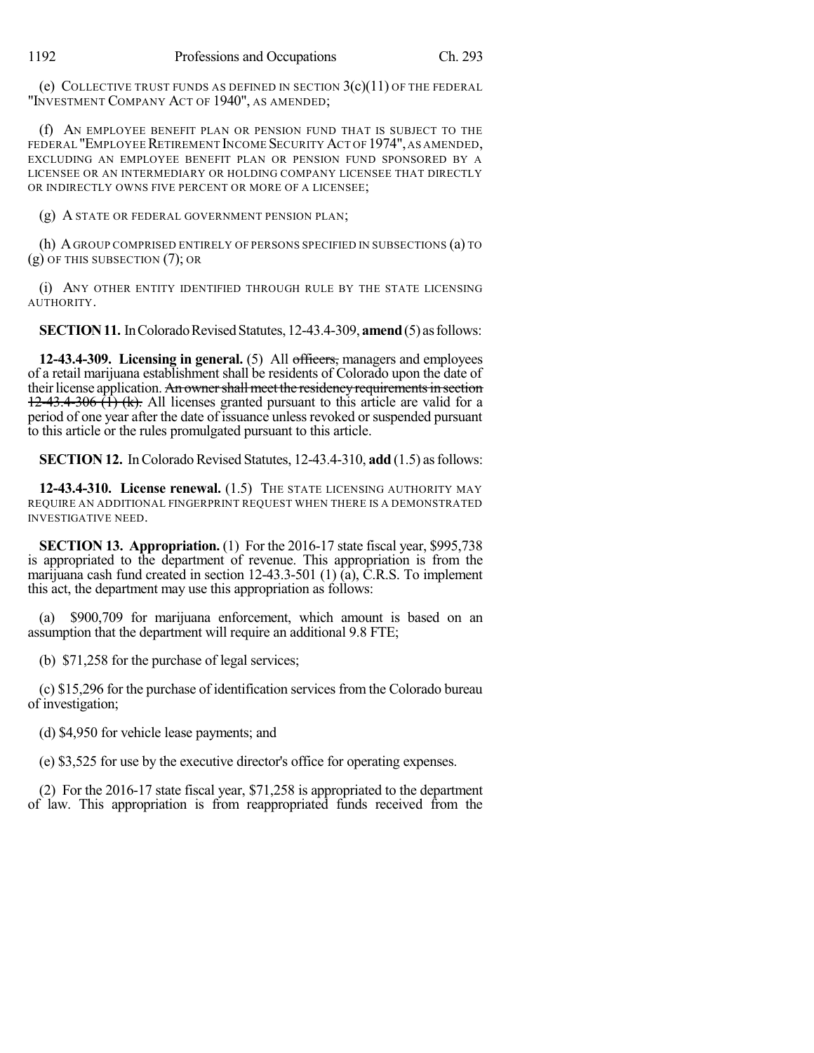(e) COLLECTIVE TRUST FUNDS AS DEFINED IN SECTION 3(c)(11) OF THE FEDERAL "INVESTMENT COMPANY ACT OF 1940", AS AMENDED;

(f) AN EMPLOYEE BENEFIT PLAN OR PENSION FUND THAT IS SUBJECT TO THE FEDERAL "EMPLOYEE RETIREMENT INCOME SECURITY ACT OF 1974", AS AMENDED, EXCLUDING AN EMPLOYEE BENEFIT PLAN OR PENSION FUND SPONSORED BY A LICENSEE OR AN INTERMEDIARY OR HOLDING COMPANY LICENSEE THAT DIRECTLY OR INDIRECTLY OWNS FIVE PERCENT OR MORE OF A LICENSEE;

(g) A STATE OR FEDERAL GOVERNMENT PENSION PLAN;

(h) A GROUP COMPRISED ENTIRELY OF PERSONS SPECIFIED IN SUBSECTIONS (a) TO (g) OF THIS SUBSECTION (7); OR

(i) ANY OTHER ENTITY IDENTIFIED THROUGH RULE BY THE STATE LICENSING AUTHORITY.

**SECTION 11.** In Colorado Revised Statutes, 12-43.4-309, **amend** (5) as follows:

**12-43.4-309. Licensing in general.** (5) All ~~officers,~~ managers and employees of a retail marijuana establishment shall be residents of Colorado upon the date of their license application. ~~An owner shall meet the residency requirements in section 12-43.4-306 (1) (k).~~ All licenses granted pursuant to this article are valid for a period of one year after the date of issuance unless revoked or suspended pursuant to this article or the rules promulgated pursuant to this article.

**SECTION 12.** In Colorado Revised Statutes, 12-43.4-310, **add** (1.5) as follows:

**12-43.4-310. License renewal.** (1.5) THE STATE LICENSING AUTHORITY MAY REQUIRE AN ADDITIONAL FINGERPRINT REQUEST WHEN THERE IS A DEMONSTRATED INVESTIGATIVE NEED.

**SECTION 13. Appropriation.** (1) For the 2016-17 state fiscal year, $995,738 is appropriated to the department of revenue. This appropriation is from the marijuana cash fund created in section 12-43.3-501 (1) (a), C.R.S. To implement this act, the department may use this appropriation as follows:

(a) $900,709 for marijuana enforcement, which amount is based on an assumption that the department will require an additional 9.8 FTE;

(b) $71,258 for the purchase of legal services;

(c) $15,296 for the purchase of identification services from the Colorado bureau of investigation;

(d) $4,950 for vehicle lease payments; and

(e) $3,525 for use by the executive director's office for operating expenses.

(2) For the 2016-17 state fiscal year, $71,258 is appropriated to the department of law. This appropriation is from reappropriated funds received from the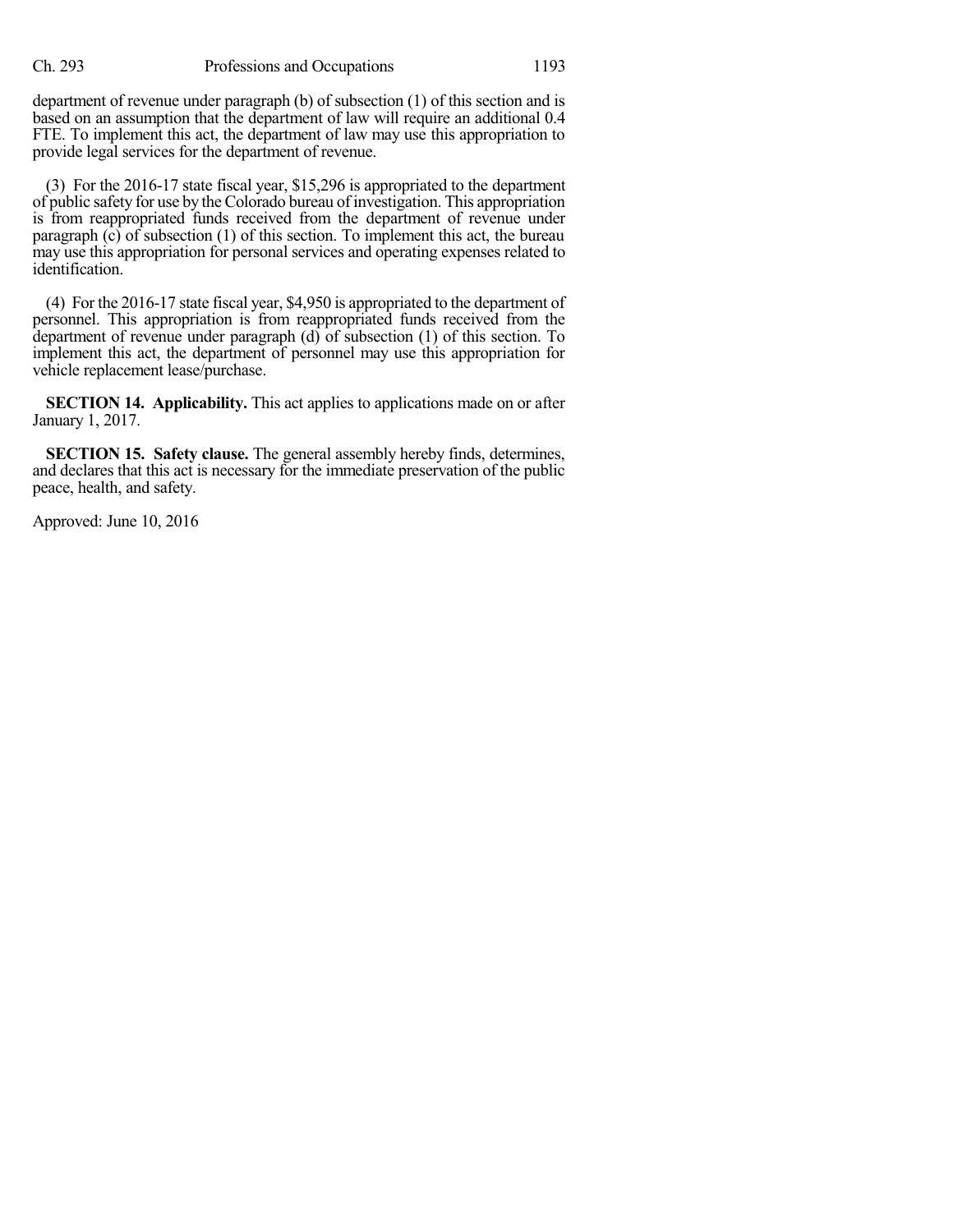department of revenue under paragraph (b) of subsection (1) of this section and is based on an assumption that the department of law will require an additional 0.4 FTE. To implement this act, the department of law may use this appropriation to provide legal services for the department of revenue.

(3) For the 2016-17 state fiscal year, $15,296 is appropriated to the department of public safety for use by the Colorado bureau of investigation. This appropriation is from reappropriated funds received from the department of revenue under paragraph (c) of subsection (1) of this section. To implement this act, the bureau may use this appropriation for personal services and operating expenses related to identification.

(4) For the 2016-17 state fiscal year, $4,950 is appropriated to the department of personnel. This appropriation is from reappropriated funds received from the department of revenue under paragraph (d) of subsection (1) of this section. To implement this act, the department of personnel may use this appropriation for vehicle replacement lease/purchase.

**SECTION 14. Applicability.** This act applies to applications made on or after January 1, 2017.

**SECTION 15. Safety clause.** The general assembly hereby finds, determines, and declares that this act is necessary for the immediate preservation of the public peace, health, and safety.

Approved: June 10, 2016